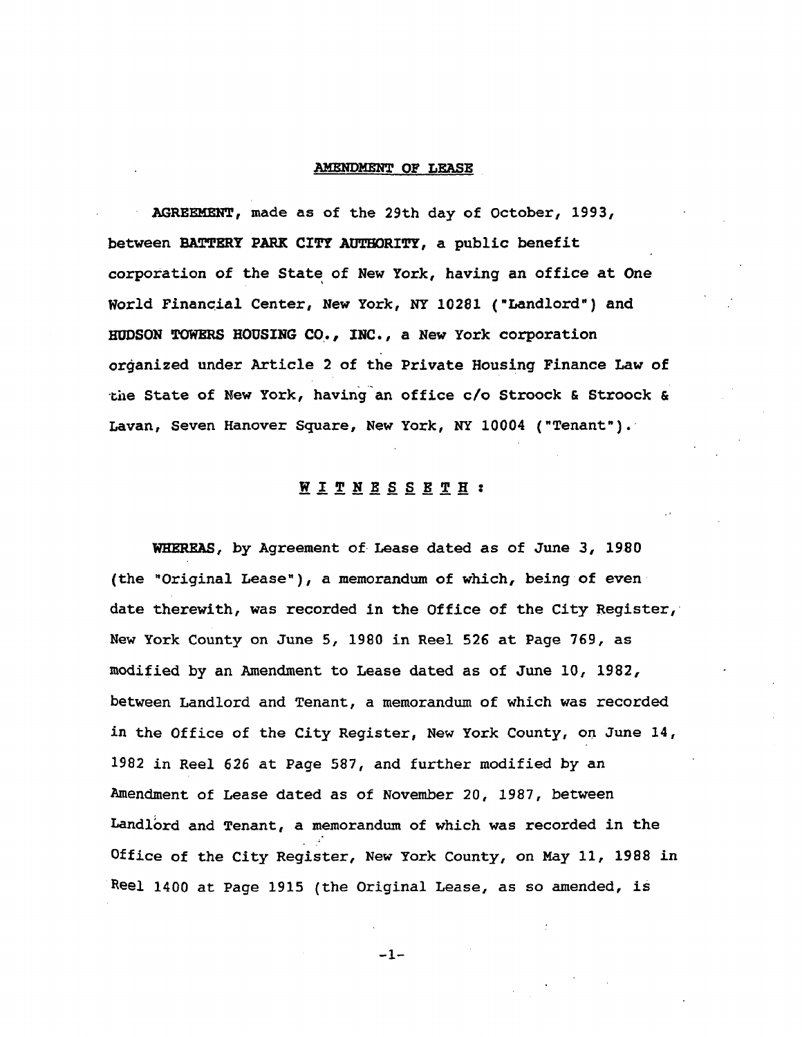# AMENDMENT OF LEASE

**AGREEMENT**, made as of the 29th day of October, 1993, between **BATTERY PARK CITY AUTHORITY**, a public benefit corporation of the State of New York, having an office at One World Financial Center, New York, NY 10281 ("Landlord") and **HUDSON TOWERS HOUSING CO., INC.**, a New York corporation organized under Article 2 of the Private Housing Finance Law of the State of New York, having an office c/o Stroock & Stroock & Lavan, Seven Hanover Square, New York, NY 10004 ("Tenant").

## W I T N E S S E T H :

**WHEREAS**, by Agreement of Lease dated as of June 3, 1980 (the "Original Lease"), a memorandum of which, being of even date therewith, was recorded in the Office of the City Register, New York County on June 5, 1980 in Reel 526 at Page 769, as modified by an Amendment to Lease dated as of June 10, 1982, between Landlord and Tenant, a memorandum of which was recorded in the Office of the City Register, New York County, on June 14, 1982 in Reel 626 at Page 587, and further modified by an Amendment of Lease dated as of November 20, 1987, between Landlord and Tenant, a memorandum of which was recorded in the Office of the City Register, New York County, on May 11, 1988 in Reel 1400 at Page 1915 (the Original Lease, as so amended, is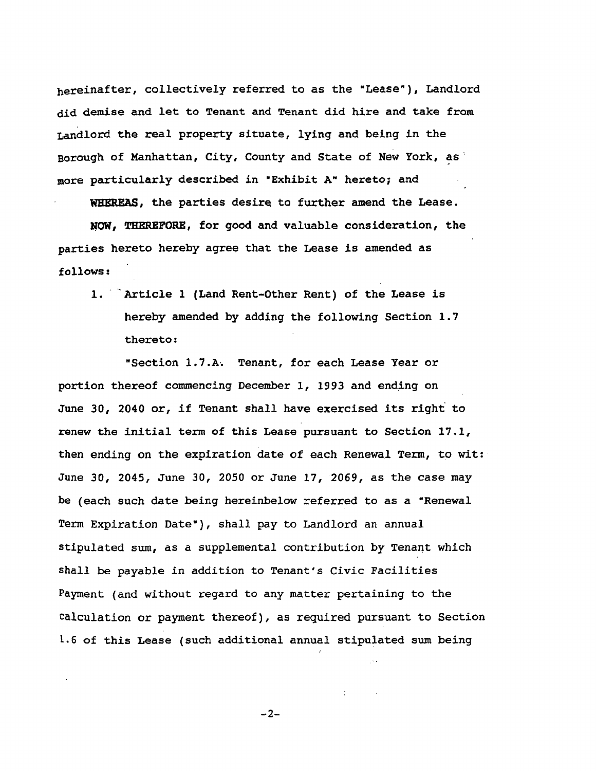hereinafter, collectively referred to as the "Lease"), Landlord did demise and let to Tenant and Tenant did hire and take from Landlord the real property situate, lying and being in the Borough of Manhattan, City, County and State of New York, as more particularly described in "Exhibit A" hereto; and

**WHEREAS**, the parties desire to further amend the Lease.

**NOW, THEREFORE**, for good and valuable consideration, the parties hereto hereby agree that the Lease is amended as follows:

1. Article 1 (Land Rent-Other Rent) of the Lease is hereby amended by adding the following Section 1.7 thereto:

"Section 1.7.A. Tenant, for each Lease Year or portion thereof commencing December 1, 1993 and ending on June 30, 2040 or, if Tenant shall have exercised its right to renew the initial term of this Lease pursuant to Section 17.1, then ending on the expiration date of each Renewal Term, to wit: June 30, 2045, June 30, 2050 or June 17, 2069, as the case may be (each such date being hereinbelow referred to as a "Renewal Term Expiration Date"), shall pay to Landlord an annual stipulated sum, as a supplemental contribution by Tenant which shall be payable in addition to Tenant's Civic Facilities Payment (and without regard to any matter pertaining to the calculation or payment thereof), as required pursuant to Section 1.6 of this Lease (such additional annual stipulated sum being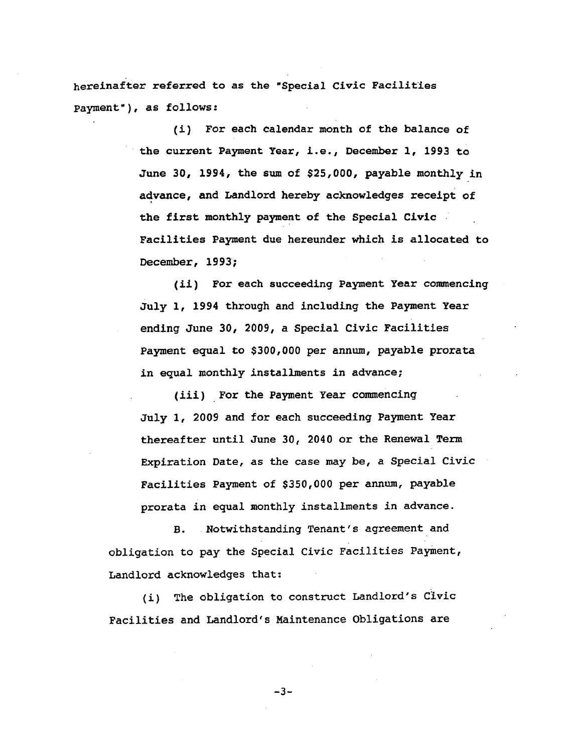hereinafter referred to as the "Special Civic Facilities Payment"), as follows:

(i) For each calendar month of the balance of the current Payment Year, i.e., December 1, 1993 to June 30, 1994, the sum of $25,000, payable monthly in advance, and Landlord hereby acknowledges receipt of the first monthly payment of the Special Civic Facilities Payment due hereunder which is allocated to December, 1993;

(ii) For each succeeding Payment Year commencing July 1, 1994 through and including the Payment Year ending June 30, 2009, a Special Civic Facilities Payment equal to $300,000 per annum, payable prorata in equal monthly installments in advance;

(iii) For the Payment Year commencing July 1, 2009 and for each succeeding Payment Year thereafter until June 30, 2040 or the Renewal Term Expiration Date, as the case may be, a Special Civic Facilities Payment of $350,000 per annum, payable prorata in equal monthly installments in advance.

B. Notwithstanding Tenant's agreement and obligation to pay the Special Civic Facilities Payment, Landlord acknowledges that:

(i) The obligation to construct Landlord's Civic Facilities and Landlord's Maintenance Obligations are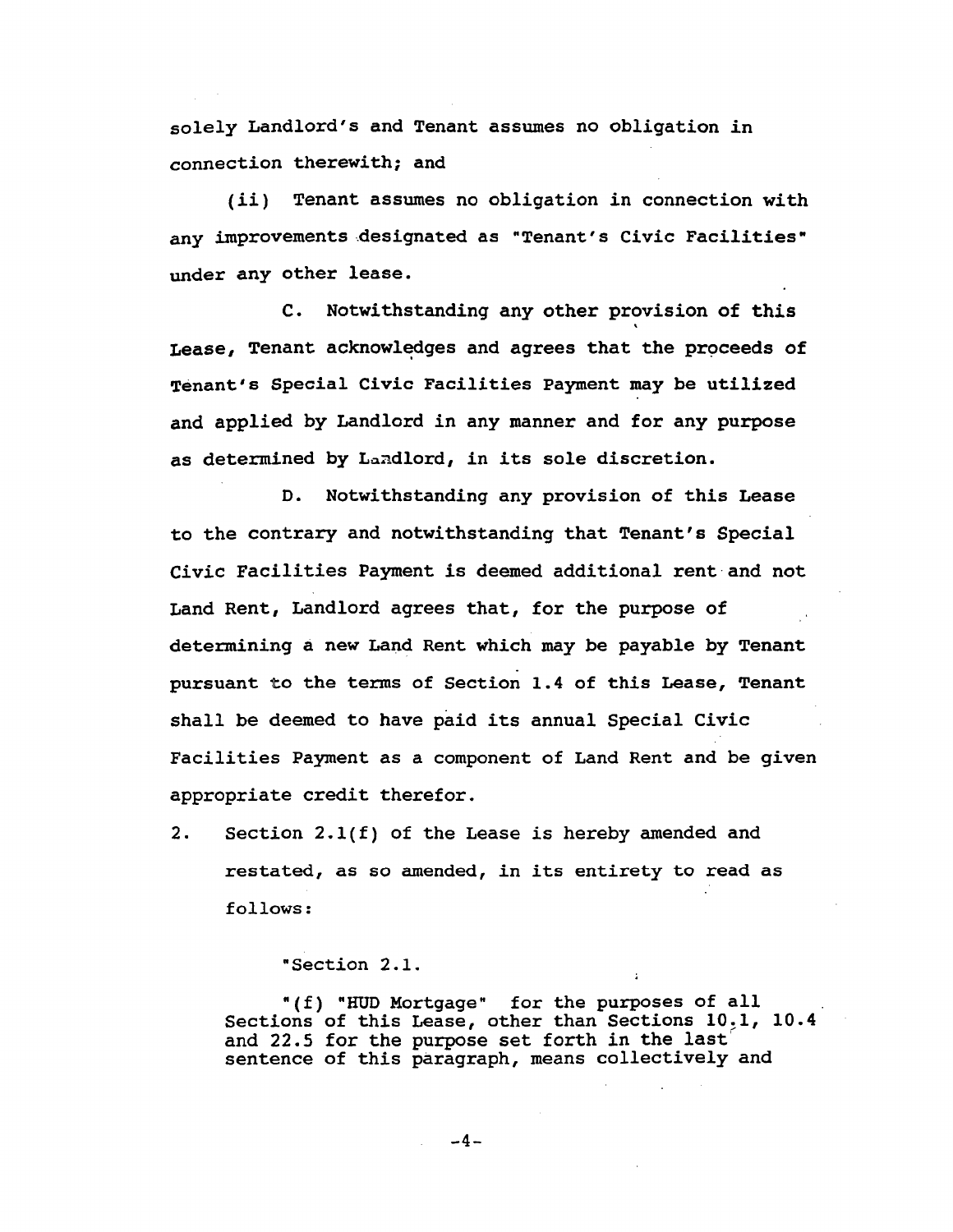solely Landlord's and Tenant assumes no obligation in connection therewith; and

(ii) Tenant assumes no obligation in connection with any improvements designated as "Tenant's Civic Facilities" under any other lease.

C. Notwithstanding any other provision of this Lease, Tenant acknowledges and agrees that the proceeds of Tenant's Special Civic Facilities Payment may be utilized and applied by Landlord in any manner and for any purpose as determined by Landlord, in its sole discretion.

D. Notwithstanding any provision of this Lease to the contrary and notwithstanding that Tenant's Special Civic Facilities Payment is deemed additional rent and not Land Rent, Landlord agrees that, for the purpose of determining a new Land Rent which may be payable by Tenant pursuant to the terms of Section 1.4 of this Lease, Tenant shall be deemed to have paid its annual Special Civic Facilities Payment as a component of Land Rent and be given appropriate credit therefor.

2. Section 2.1(f) of the Lease is hereby amended and restated, as so amended, in its entirety to read as follows:

"Section 2.1.

"(f) "HUD Mortgage" for the purposes of all Sections of this Lease, other than Sections 10.1, 10.4 and 22.5 for the purpose set forth in the last sentence of this paragraph, means collectively and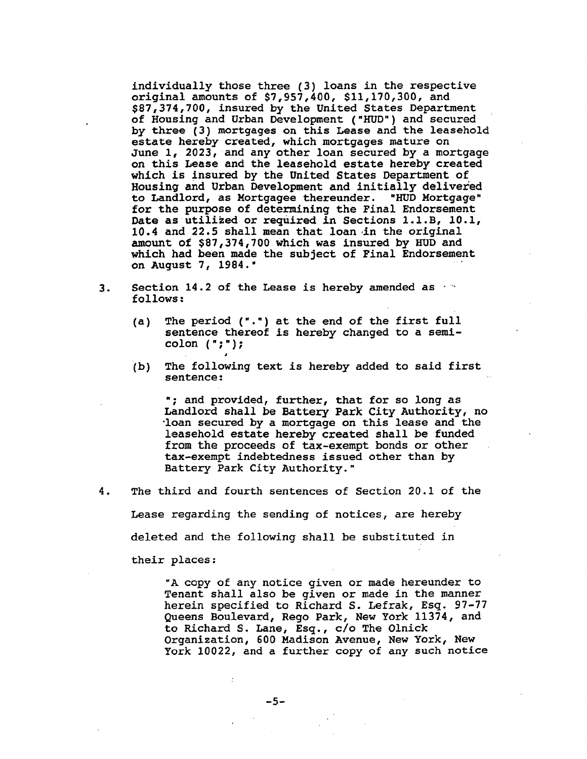individually those three (3) loans in the respective original amounts of $7,957,400, $11,170,300, and $87,374,700, insured by the United States Department of Housing and Urban Development ("HUD") and secured by three (3) mortgages on this Lease and the leasehold estate hereby created, which mortgages mature on June 1, 2023, and any other loan secured by a mortgage on this Lease and the leasehold estate hereby created which is insured by the United States Department of Housing and Urban Development and initially delivered to Landlord, as Mortgagee thereunder. "HUD Mortgage" for the purpose of determining the Final Endorsement Date as utilized or required in Sections 1.1.B, 10.1, 10.4 and 22.5 shall mean that loan in the original amount of $87,374,700 which was insured by HUD and which had been made the subject of Final Endorsement on August 7, 1984."

3. Section 14.2 of the Lease is hereby amended as follows:

   (a) The period (".") at the end of the first full sentence thereof is hereby changed to a semi-colon (";");

   (b) The following text is hereby added to said first sentence:

   "; and provided, further, that for so long as Landlord shall be Battery Park City Authority, no loan secured by a mortgage on this lease and the leasehold estate hereby created shall be funded from the proceeds of tax-exempt bonds or other tax-exempt indebtedness issued other than by Battery Park City Authority."

4. The third and fourth sentences of Section 20.1 of the Lease regarding the sending of notices, are hereby deleted and the following shall be substituted in their places:

   "A copy of any notice given or made hereunder to Tenant shall also be given or made in the manner herein specified to Richard S. Lefrak, Esq. 97-77 Queens Boulevard, Rego Park, New York 11374, and to Richard S. Lane, Esq., c/o The Olnick Organization, 600 Madison Avenue, New York, New York 10022, and a further copy of any such notice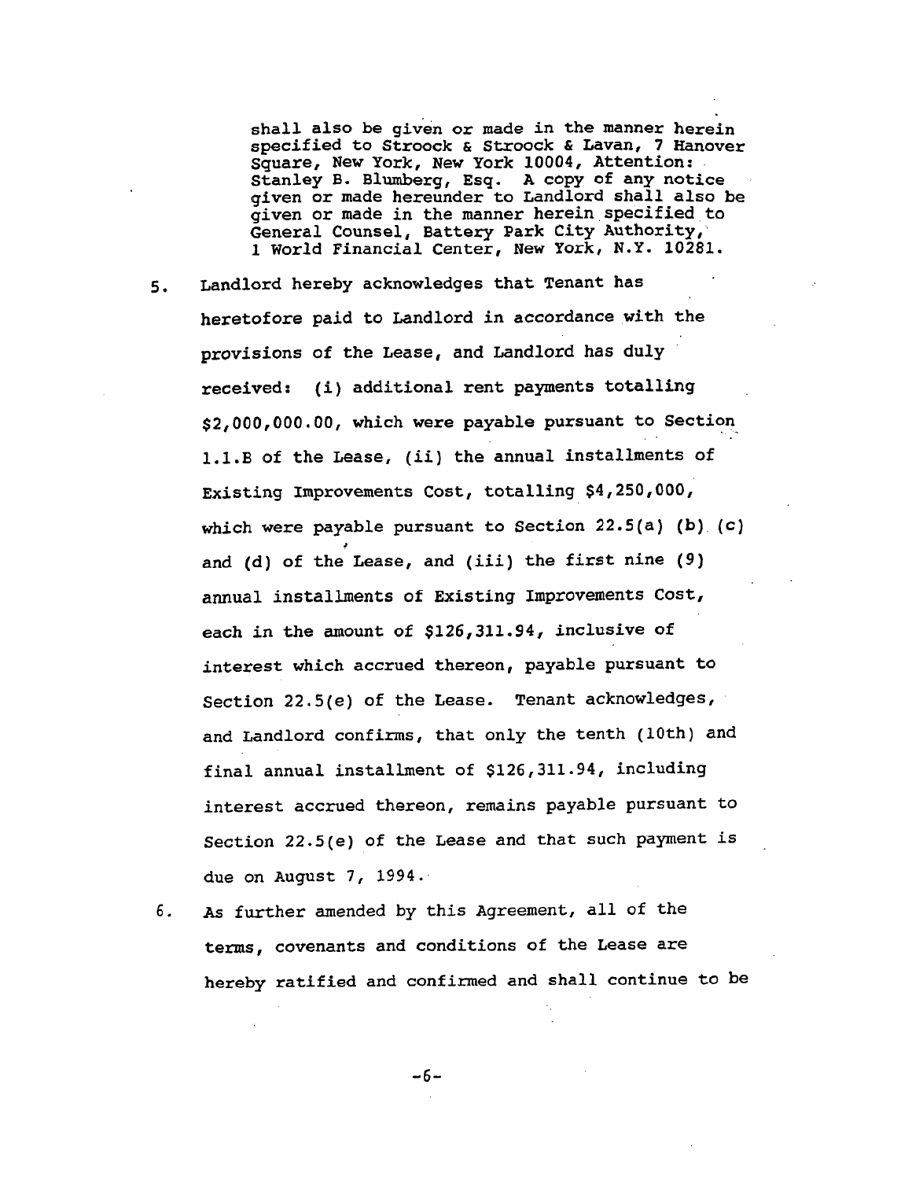shall also be given or made in the manner herein specified to Stroock & Stroock & Lavan, 7 Hanover Square, New York, New York 10004, Attention: Stanley B. Blumberg, Esq. A copy of any notice given or made hereunder to Landlord shall also be given or made in the manner herein specified to General Counsel, Battery Park City Authority, 1 World Financial Center, New York, N.Y. 10281.

5. Landlord hereby acknowledges that Tenant has heretofore paid to Landlord in accordance with the provisions of the Lease, and Landlord has duly received: (i) additional rent payments totalling $2,000,000.00, which were payable pursuant to Section 1.1.B of the Lease, (ii) the annual installments of Existing Improvements Cost, totalling $4,250,000, which were payable pursuant to Section 22.5(a) (b), (c) and (d) of the Lease, and (iii) the first nine (9) annual installments of Existing Improvements Cost, each in the amount of $126,311.94, inclusive of interest which accrued thereon, payable pursuant to Section 22.5(e) of the Lease. Tenant acknowledges, and Landlord confirms, that only the tenth (10th) and final annual installment of $126,311.94, including interest accrued thereon, remains payable pursuant to Section 22.5(e) of the Lease and that such payment is due on August 7, 1994.

6. As further amended by this Agreement, all of the terms, covenants and conditions of the Lease are hereby ratified and confirmed and shall continue to be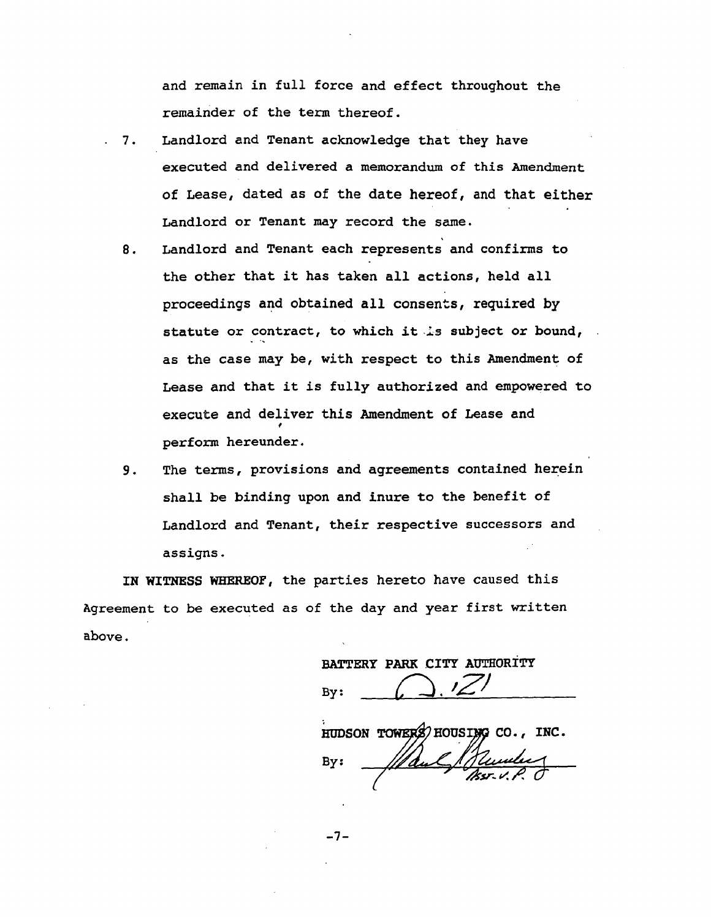and remain in full force and effect throughout the remainder of the term thereof.

7. Landlord and Tenant acknowledge that they have executed and delivered a memorandum of this Amendment of Lease, dated as of the date hereof, and that either Landlord or Tenant may record the same.

8. Landlord and Tenant each represents and confirms to the other that it has taken all actions, held all proceedings and obtained all consents, required by statute or contract, to which it is subject or bound, as the case may be, with respect to this Amendment of Lease and that it is fully authorized and empowered to execute and deliver this Amendment of Lease and perform hereunder.

9. The terms, provisions and agreements contained herein shall be binding upon and inure to the benefit of Landlord and Tenant, their respective successors and assigns.

**IN WITNESS WHEREOF,** the parties hereto have caused this Agreement to be executed as of the day and year first written above.

BATTERY PARK CITY AUTHORITY

By: ____________________

HUDSON TOWERS HOUSING CO., INC.

By: ____________________ Asst. V.P.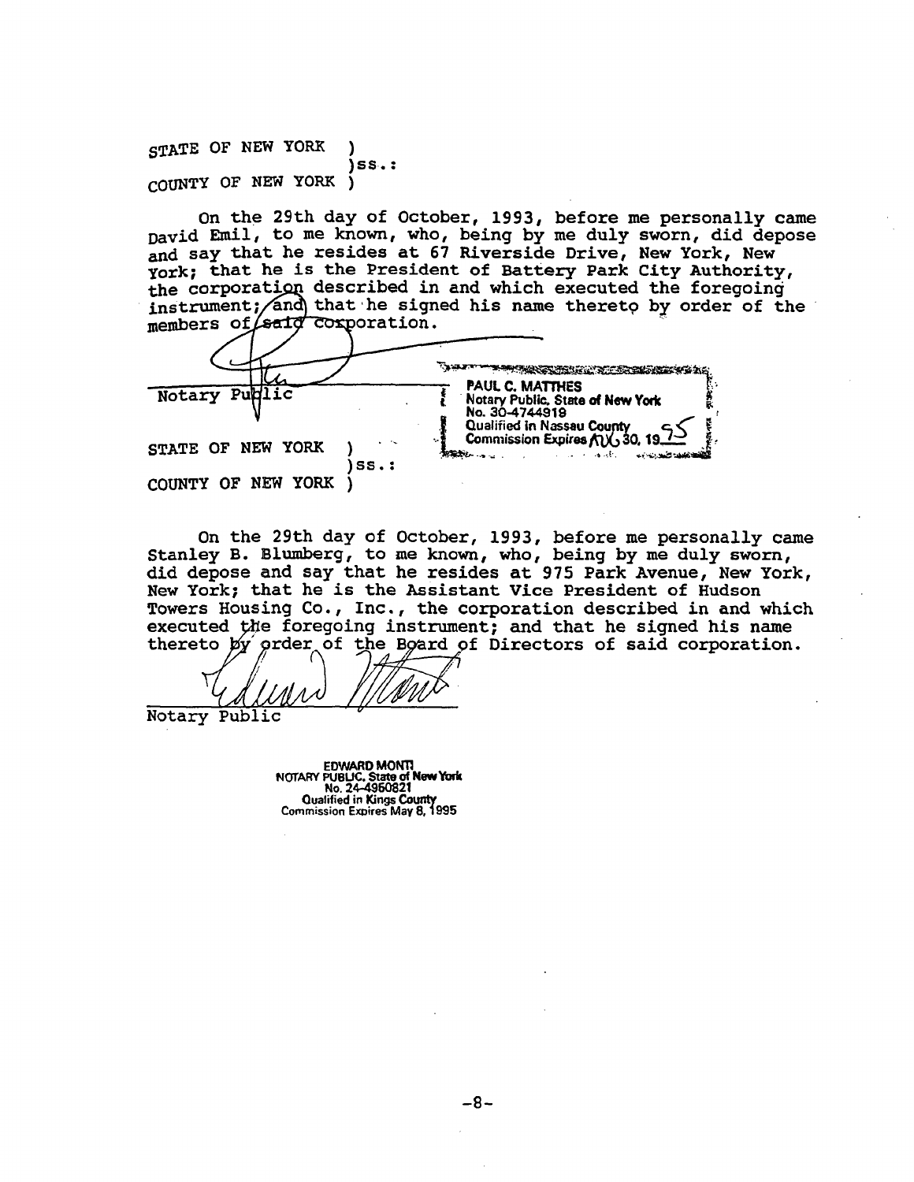STATE OF NEW YORK )
)ss.:
COUNTY OF NEW YORK )

On the 29th day of October, 1993, before me personally came David Emil, to me known, who, being by me duly sworn, did depose and say that he resides at 67 Riverside Drive, New York, New York; that he is the President of Battery Park City Authority, the corporation described in and which executed the foregoing instrument; and that he signed his name thereto by order of the members of said corporation.

Notary Public

PAUL C. MATTHES
Notary Public, State of New York
No. 30-4744919
Qualified in Nassau County
Commission Expires AUG 30, 1995

STATE OF NEW YORK )
)ss.:
COUNTY OF NEW YORK )

On the 29th day of October, 1993, before me personally came Stanley B. Blumberg, to me known, who, being by me duly sworn, did depose and say that he resides at 975 Park Avenue, New York, New York; that he is the Assistant Vice President of Hudson Towers Housing Co., Inc., the corporation described in and which executed the foregoing instrument; and that he signed his name thereto by order of the Board of Directors of said corporation.

Notary Public

EDWARD MONTI
NOTARY PUBLIC, State of New York
No. 24-4960821
Qualified in Kings County
Commission Expires May 8, 1995